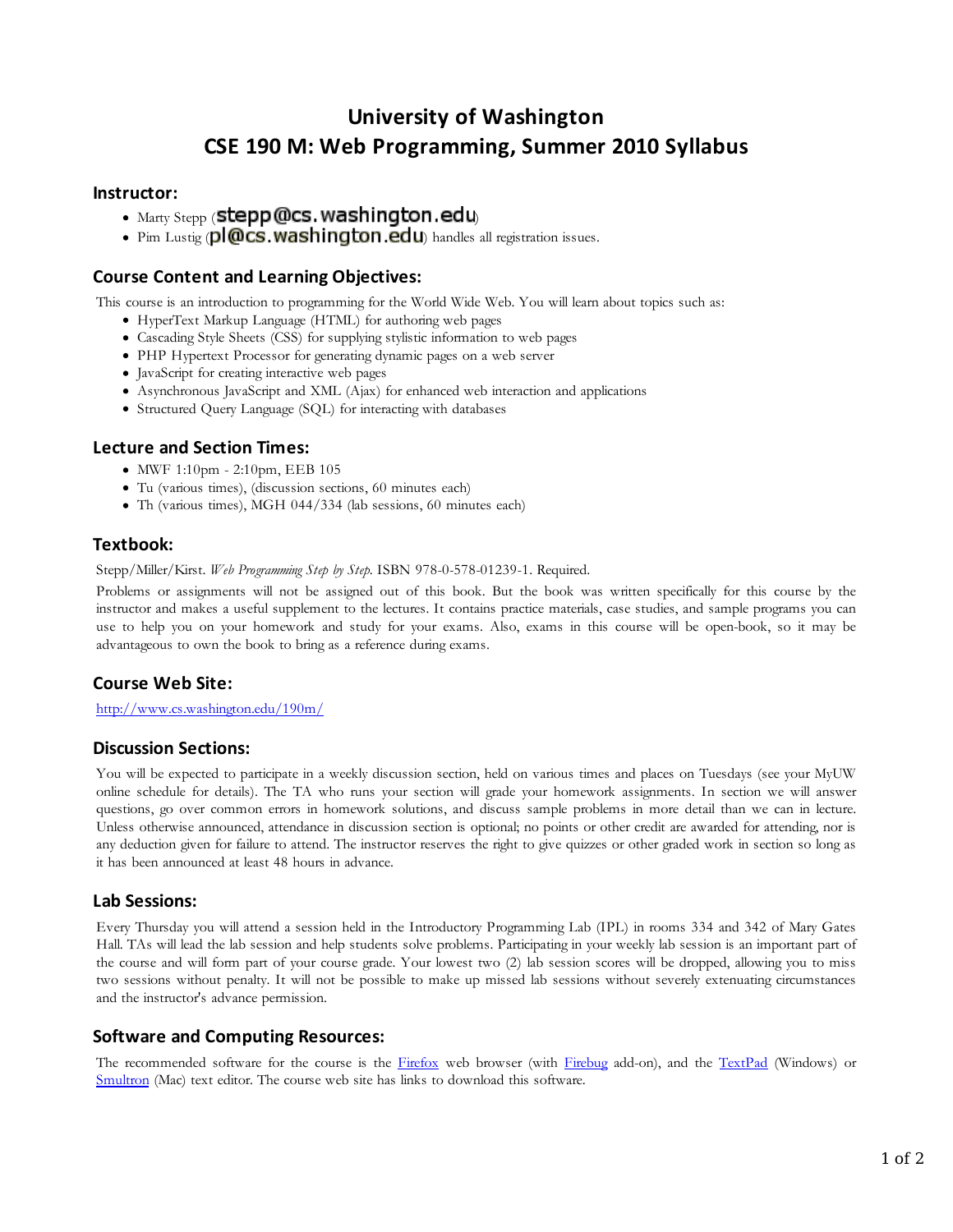# University of Washington
# CSE 190 M: Web Programming, Summer 2010 Syllabus

## Instructor:

- Marty Stepp (stepp@cs.washington.edu)
- Pim Lustig (pl@cs.washington.edu) handles all registration issues.

## Course Content and Learning Objectives:

This course is an introduction to programming for the World Wide Web. You will learn about topics such as:

- HyperText Markup Language (HTML) for authoring web pages
- Cascading Style Sheets (CSS) for supplying stylistic information to web pages
- PHP Hypertext Processor for generating dynamic pages on a web server
- JavaScript for creating interactive web pages
- Asynchronous JavaScript and XML (Ajax) for enhanced web interaction and applications
- Structured Query Language (SQL) for interacting with databases

## Lecture and Section Times:

- MWF 1:10pm - 2:10pm, EEB 105
- Tu (various times), (discussion sections, 60 minutes each)
- Th (various times), MGH 044/334 (lab sessions, 60 minutes each)

## Textbook:

Stepp/Miller/Kirst. *Web Programming Step by Step*. ISBN 978-0-578-01239-1. Required.

Problems or assignments will not be assigned out of this book. But the book was written specifically for this course by the instructor and makes a useful supplement to the lectures. It contains practice materials, case studies, and sample programs you can use to help you on your homework and study for your exams. Also, exams in this course will be open-book, so it may be advantageous to own the book to bring as a reference during exams.

## Course Web Site:

[http://www.cs.washington.edu/190m/](http://www.cs.washington.edu/190m/)

## Discussion Sections:

You will be expected to participate in a weekly discussion section, held on various times and places on Tuesdays (see your MyUW online schedule for details). The TA who runs your section will grade your homework assignments. In section we will answer questions, go over common errors in homework solutions, and discuss sample problems in more detail than we can in lecture. Unless otherwise announced, attendance in discussion section is optional; no points or other credit are awarded for attending, nor is any deduction given for failure to attend. The instructor reserves the right to give quizzes or other graded work in section so long as it has been announced at least 48 hours in advance.

## Lab Sessions:

Every Thursday you will attend a session held in the Introductory Programming Lab (IPL) in rooms 334 and 342 of Mary Gates Hall. TAs will lead the lab session and help students solve problems. Participating in your weekly lab session is an important part of the course and will form part of your course grade. Your lowest two (2) lab session scores will be dropped, allowing you to miss two sessions without penalty. It will not be possible to make up missed lab sessions without severely extenuating circumstances and the instructor's advance permission.

## Software and Computing Resources:

The recommended software for the course is the [Firefox](#) web browser (with [Firebug](#) add-on), and the [TextPad](#) (Windows) or [Smultron](#) (Mac) text editor. The course web site has links to download this software.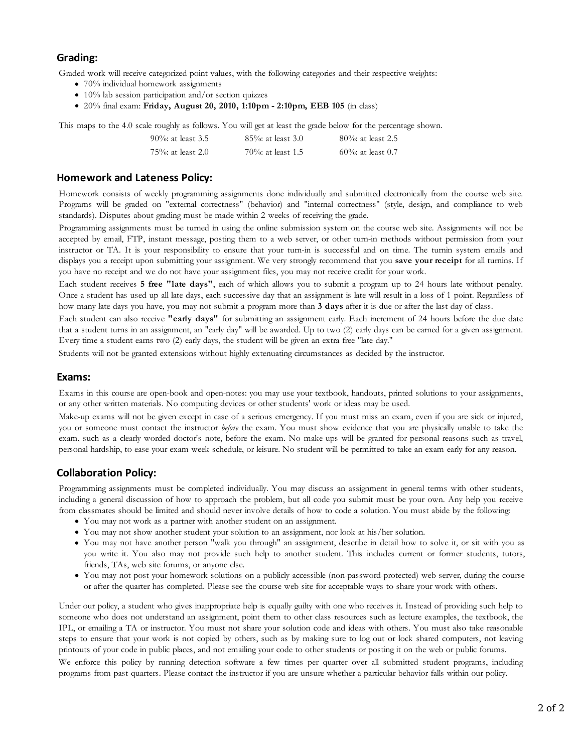## Grading:

Graded work will receive categorized point values, with the following categories and their respective weights:

- 70% individual homework assignments
- 10% lab session participation and/or section quizzes
- 20% final exam: **Friday, August 20, 2010, 1:10pm - 2:10pm, EEB 105** (in class)

This maps to the 4.0 scale roughly as follows. You will get at least the grade below for the percentage shown.

| | | |
|---|---|---|
| 90%: at least 3.5 | 85%: at least 3.0 | 80%: at least 2.5 |
| 75%: at least 2.0 | 70%: at least 1.5 | 60%: at least 0.7 |

## Homework and Lateness Policy:

Homework consists of weekly programming assignments done individually and submitted electronically from the course web site. Programs will be graded on "external correctness" (behavior) and "internal correctness" (style, design, and compliance to web standards). Disputes about grading must be made within 2 weeks of receiving the grade.

Programming assignments must be turned in using the online submission system on the course web site. Assignments will not be accepted by email, FTP, instant message, posting them to a web server, or other turn-in methods without permission from your instructor or TA. It is your responsibility to ensure that your turn-in is successful and on time. The turnin system emails and displays you a receipt upon submitting your assignment. We very strongly recommend that you **save your receipt** for all turnins. If you have no receipt and we do not have your assignment files, you may not receive credit for your work.

Each student receives **5 free "late days"**, each of which allows you to submit a program up to 24 hours late without penalty. Once a student has used up all late days, each successive day that an assignment is late will result in a loss of 1 point. Regardless of how many late days you have, you may not submit a program more than **3 days** after it is due or after the last day of class.

Each student can also receive **"early days"** for submitting an assignment early. Each increment of 24 hours before the due date that a student turns in an assignment, an "early day" will be awarded. Up to two (2) early days can be earned for a given assignment. Every time a student earns two (2) early days, the student will be given an extra free "late day."

Students will not be granted extensions without highly extenuating circumstances as decided by the instructor.

## Exams:

Exams in this course are open-book and open-notes: you may use your textbook, handouts, printed solutions to your assignments, or any other written materials. No computing devices or other students' work or ideas may be used.

Make-up exams will not be given except in case of a serious emergency. If you must miss an exam, even if you are sick or injured, you or someone must contact the instructor *before* the exam. You must show evidence that you are physically unable to take the exam, such as a clearly worded doctor's note, before the exam. No make-ups will be granted for personal reasons such as travel, personal hardship, to ease your exam week schedule, or leisure. No student will be permitted to take an exam early for any reason.

## Collaboration Policy:

Programming assignments must be completed individually. You may discuss an assignment in general terms with other students, including a general discussion of how to approach the problem, but all code you submit must be your own. Any help you receive from classmates should be limited and should never involve details of how to code a solution. You must abide by the following:

- You may not work as a partner with another student on an assignment.
- You may not show another student your solution to an assignment, nor look at his/her solution.
- You may not have another person "walk you through" an assignment, describe in detail how to solve it, or sit with you as you write it. You also may not provide such help to another student. This includes current or former students, tutors, friends, TAs, web site forums, or anyone else.
- You may not post your homework solutions on a publicly accessible (non-password-protected) web server, during the course or after the quarter has completed. Please see the course web site for acceptable ways to share your work with others.

Under our policy, a student who gives inappropriate help is equally guilty with one who receives it. Instead of providing such help to someone who does not understand an assignment, point them to other class resources such as lecture examples, the textbook, the IPL, or emailing a TA or instructor. You must not share your solution code and ideas with others. You must also take reasonable steps to ensure that your work is not copied by others, such as by making sure to log out or lock shared computers, not leaving printouts of your code in public places, and not emailing your code to other students or posting it on the web or public forums.

We enforce this policy by running detection software a few times per quarter over all submitted student programs, including programs from past quarters. Please contact the instructor if you are unsure whether a particular behavior falls within our policy.